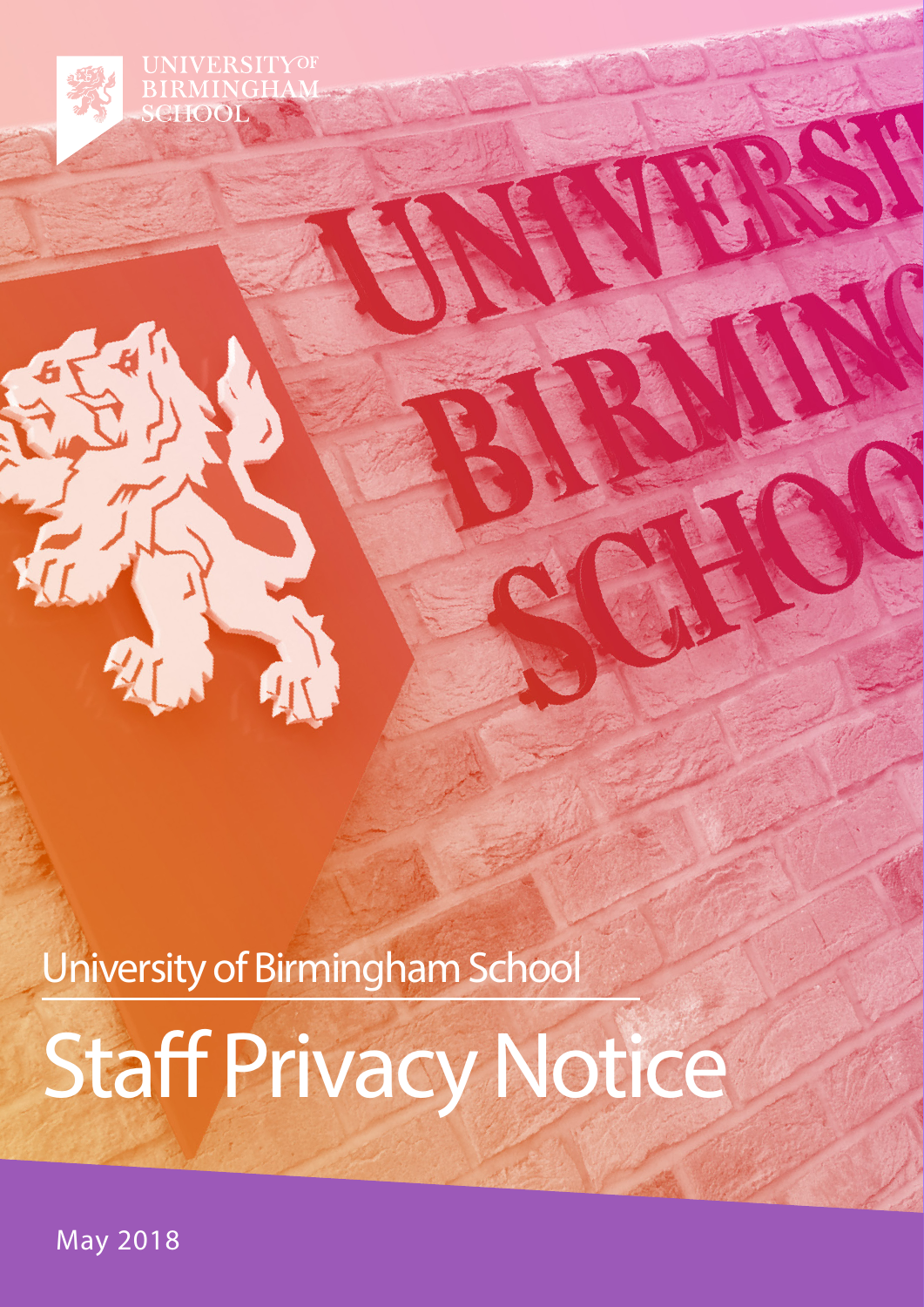UNIVERSITY OF BIRMINGHAM SCHOOL

University of Birmingham School

# Staff Privacy Notice

May 2018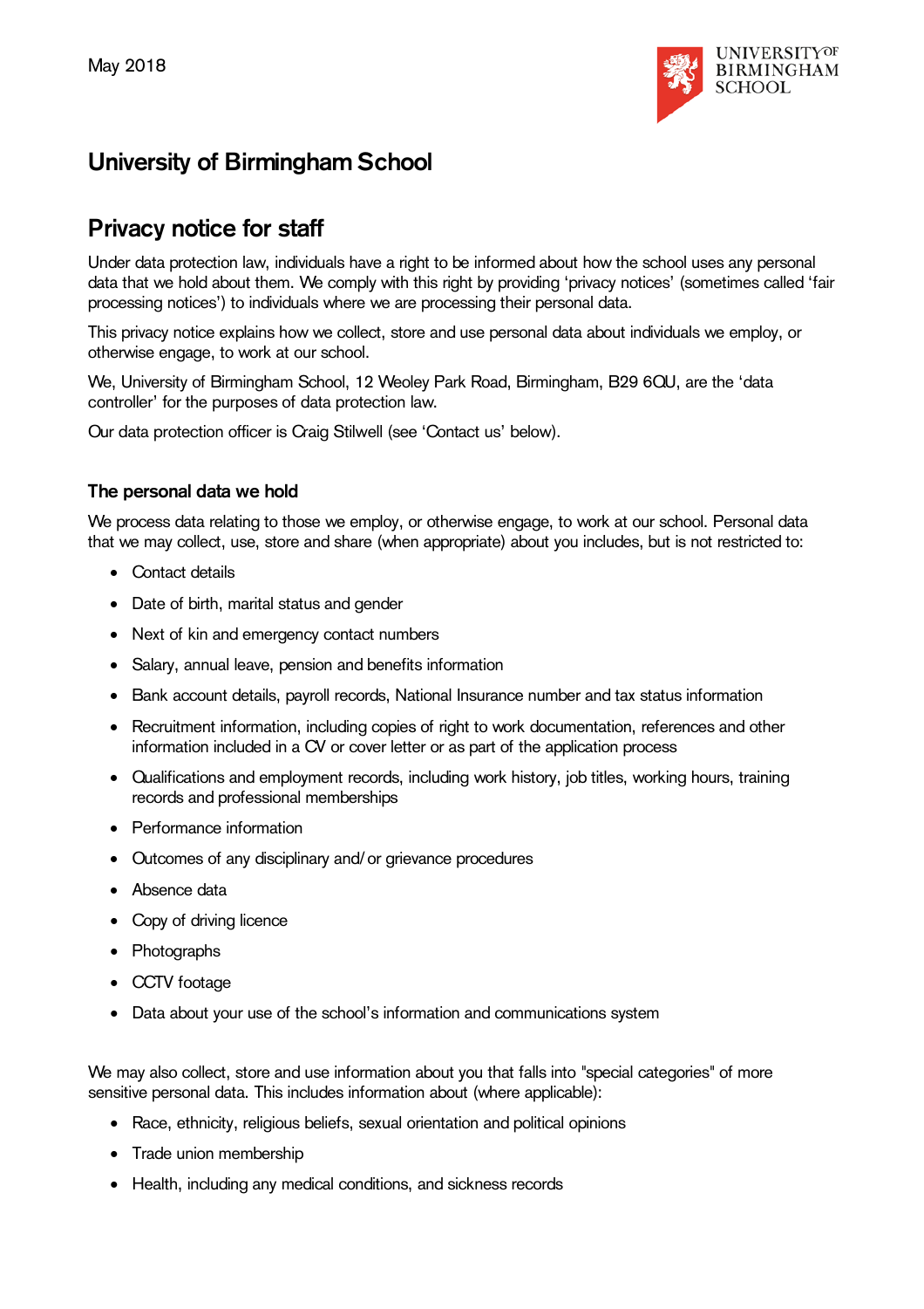May 2018

# University of Birmingham School

## Privacy notice for staff

Under data protection law, individuals have a right to be informed about how the school uses any personal data that we hold about them. We comply with this right by providing 'privacy notices' (sometimes called 'fair processing notices') to individuals where we are processing their personal data.

This privacy notice explains how we collect, store and use personal data about individuals we employ, or otherwise engage, to work at our school.

We, University of Birmingham School, 12 Weoley Park Road, Birmingham, B29 6QU, are the 'data controller' for the purposes of data protection law.

Our data protection officer is Craig Stilwell (see 'Contact us' below).

### The personal data we hold

We process data relating to those we employ, or otherwise engage, to work at our school. Personal data that we may collect, use, store and share (when appropriate) about you includes, but is not restricted to:

- Contact details
- Date of birth, marital status and gender
- Next of kin and emergency contact numbers
- Salary, annual leave, pension and benefits information
- Bank account details, payroll records, National Insurance number and tax status information
- Recruitment information, including copies of right to work documentation, references and other information included in a CV or cover letter or as part of the application process
- Qualifications and employment records, including work history, job titles, working hours, training records and professional memberships
- Performance information
- Outcomes of any disciplinary and/or grievance procedures
- Absence data
- Copy of driving licence
- Photographs
- CCTV footage
- Data about your use of the school's information and communications system

We may also collect, store and use information about you that falls into "special categories" of more sensitive personal data. This includes information about (where applicable):

- Race, ethnicity, religious beliefs, sexual orientation and political opinions
- Trade union membership
- Health, including any medical conditions, and sickness records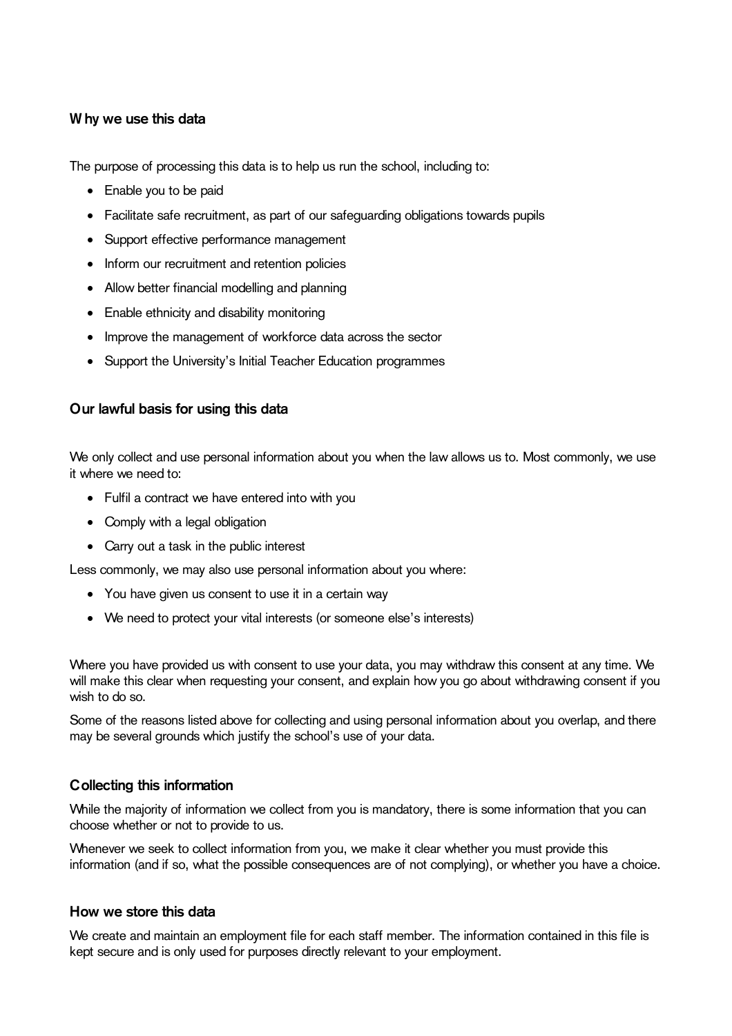### Why we use this data

The purpose of processing this data is to help us run the school, including to:

- Enable you to be paid
- Facilitate safe recruitment, as part of our safeguarding obligations towards pupils
- Support effective performance management
- Inform our recruitment and retention policies
- Allow better financial modelling and planning
- Enable ethnicity and disability monitoring
- Improve the management of workforce data across the sector
- Support the University's Initial Teacher Education programmes

### Our lawful basis for using this data

We only collect and use personal information about you when the law allows us to. Most commonly, we use it where we need to:

- Fulfil a contract we have entered into with you
- Comply with a legal obligation
- Carry out a task in the public interest

Less commonly, we may also use personal information about you where:

- You have given us consent to use it in a certain way
- We need to protect your vital interests (or someone else's interests)

Where you have provided us with consent to use your data, you may withdraw this consent at any time. We will make this clear when requesting your consent, and explain how you go about withdrawing consent if you wish to do so.

Some of the reasons listed above for collecting and using personal information about you overlap, and there may be several grounds which justify the school's use of your data.

### Collecting this information

While the majority of information we collect from you is mandatory, there is some information that you can choose whether or not to provide to us.

Whenever we seek to collect information from you, we make it clear whether you must provide this information (and if so, what the possible consequences are of not complying), or whether you have a choice.

### How we store this data

We create and maintain an employment file for each staff member. The information contained in this file is kept secure and is only used for purposes directly relevant to your employment.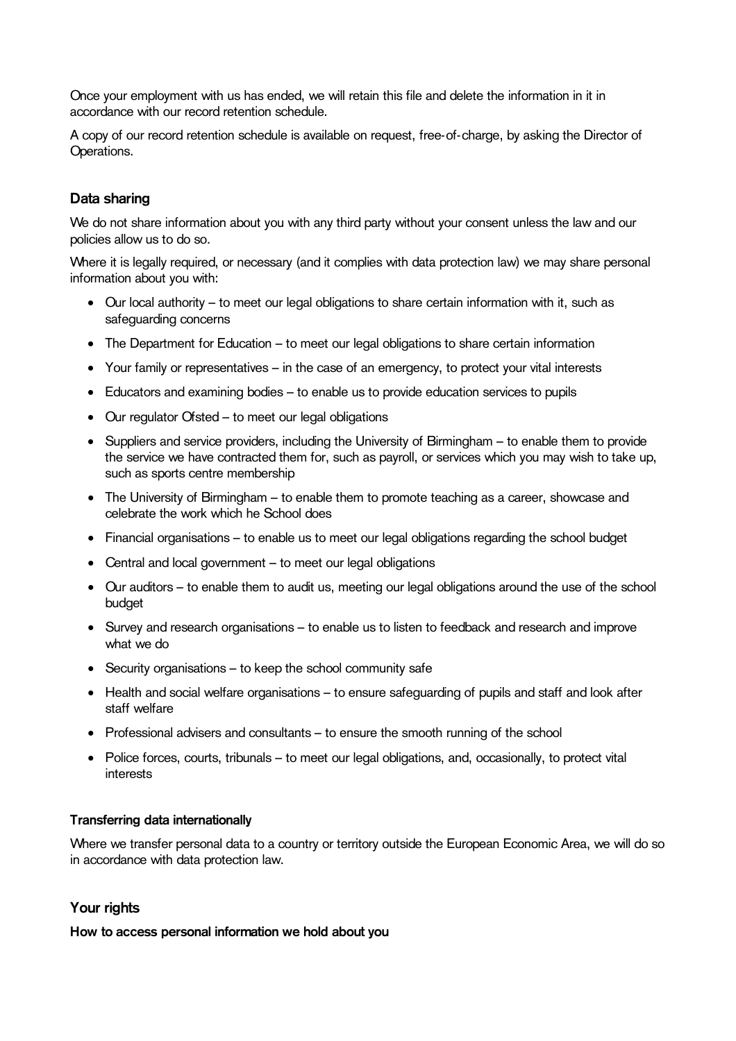Once your employment with us has ended, we will retain this file and delete the information in it in accordance with our record retention schedule.

A copy of our record retention schedule is available on request, free-of-charge, by asking the Director of Operations.

## Data sharing

We do not share information about you with any third party without your consent unless the law and our policies allow us to do so.

Where it is legally required, or necessary (and it complies with data protection law) we may share personal information about you with:

- Our local authority – to meet our legal obligations to share certain information with it, such as safeguarding concerns
- The Department for Education – to meet our legal obligations to share certain information
- Your family or representatives – in the case of an emergency, to protect your vital interests
- Educators and examining bodies – to enable us to provide education services to pupils
- Our regulator Ofsted – to meet our legal obligations
- Suppliers and service providers, including the University of Birmingham – to enable them to provide the service we have contracted them for, such as payroll, or services which you may wish to take up, such as sports centre membership
- The University of Birmingham – to enable them to promote teaching as a career, showcase and celebrate the work which he School does
- Financial organisations – to enable us to meet our legal obligations regarding the school budget
- Central and local government – to meet our legal obligations
- Our auditors – to enable them to audit us, meeting our legal obligations around the use of the school budget
- Survey and research organisations – to enable us to listen to feedback and research and improve what we do
- Security organisations – to keep the school community safe
- Health and social welfare organisations – to ensure safeguarding of pupils and staff and look after staff welfare
- Professional advisers and consultants – to ensure the smooth running of the school
- Police forces, courts, tribunals – to meet our legal obligations, and, occasionally, to protect vital interests

### Transferring data internationally

Where we transfer personal data to a country or territory outside the European Economic Area, we will do so in accordance with data protection law.

## Your rights

### How to access personal information we hold about you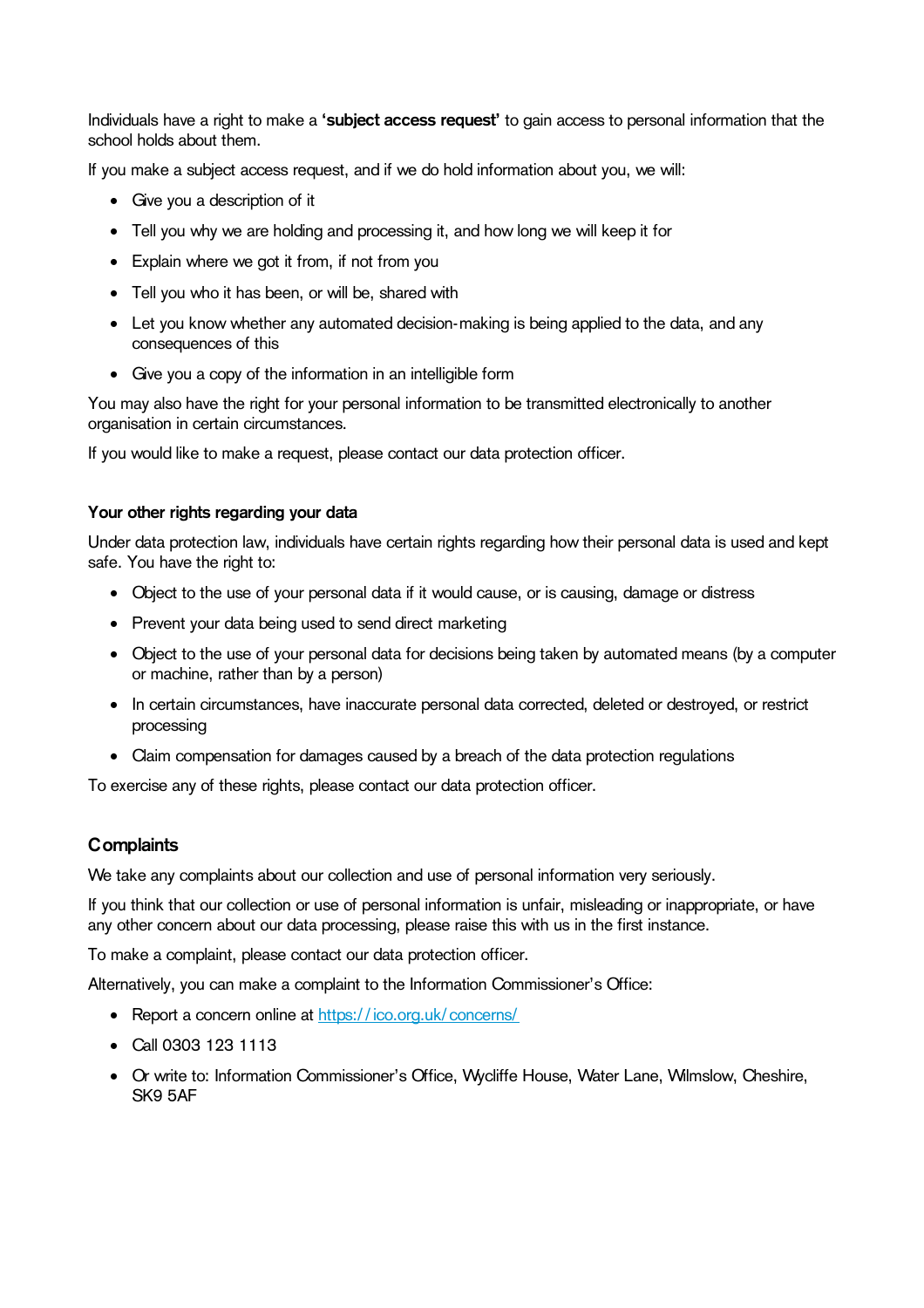Individuals have a right to make a **'subject access request'** to gain access to personal information that the school holds about them.

If you make a subject access request, and if we do hold information about you, we will:

- Give you a description of it
- Tell you why we are holding and processing it, and how long we will keep it for
- Explain where we got it from, if not from you
- Tell you who it has been, or will be, shared with
- Let you know whether any automated decision-making is being applied to the data, and any consequences of this
- Give you a copy of the information in an intelligible form

You may also have the right for your personal information to be transmitted electronically to another organisation in certain circumstances.

If you would like to make a request, please contact our data protection officer.

### Your other rights regarding your data

Under data protection law, individuals have certain rights regarding how their personal data is used and kept safe. You have the right to:

- Object to the use of your personal data if it would cause, or is causing, damage or distress
- Prevent your data being used to send direct marketing
- Object to the use of your personal data for decisions being taken by automated means (by a computer or machine, rather than by a person)
- In certain circumstances, have inaccurate personal data corrected, deleted or destroyed, or restrict processing
- Claim compensation for damages caused by a breach of the data protection regulations

To exercise any of these rights, please contact our data protection officer.

## Complaints

We take any complaints about our collection and use of personal information very seriously.

If you think that our collection or use of personal information is unfair, misleading or inappropriate, or have any other concern about our data processing, please raise this with us in the first instance.

To make a complaint, please contact our data protection officer.

Alternatively, you can make a complaint to the Information Commissioner's Office:

- Report a concern online at https://ico.org.uk/concerns/
- Call 0303 123 1113
- Or write to: Information Commissioner's Office, Wycliffe House, Water Lane, Wilmslow, Cheshire, SK9 5AF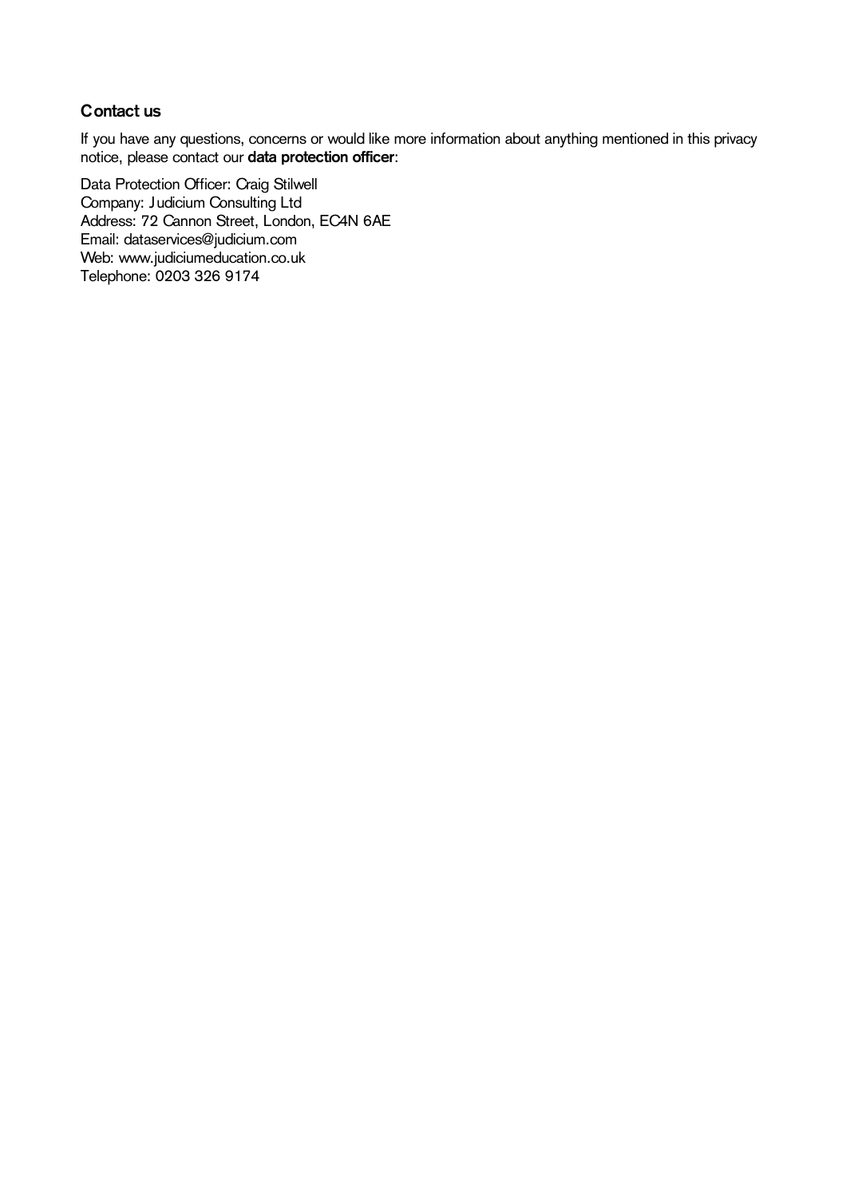## Contact us

If you have any questions, concerns or would like more information about anything mentioned in this privacy notice, please contact our **data protection officer**:

Data Protection Officer: Craig Stilwell
Company: Judicium Consulting Ltd
Address: 72 Cannon Street, London, EC4N 6AE
Email: dataservices@judicium.com
Web: www.judiciumeducation.co.uk
Telephone: 0203 326 9174